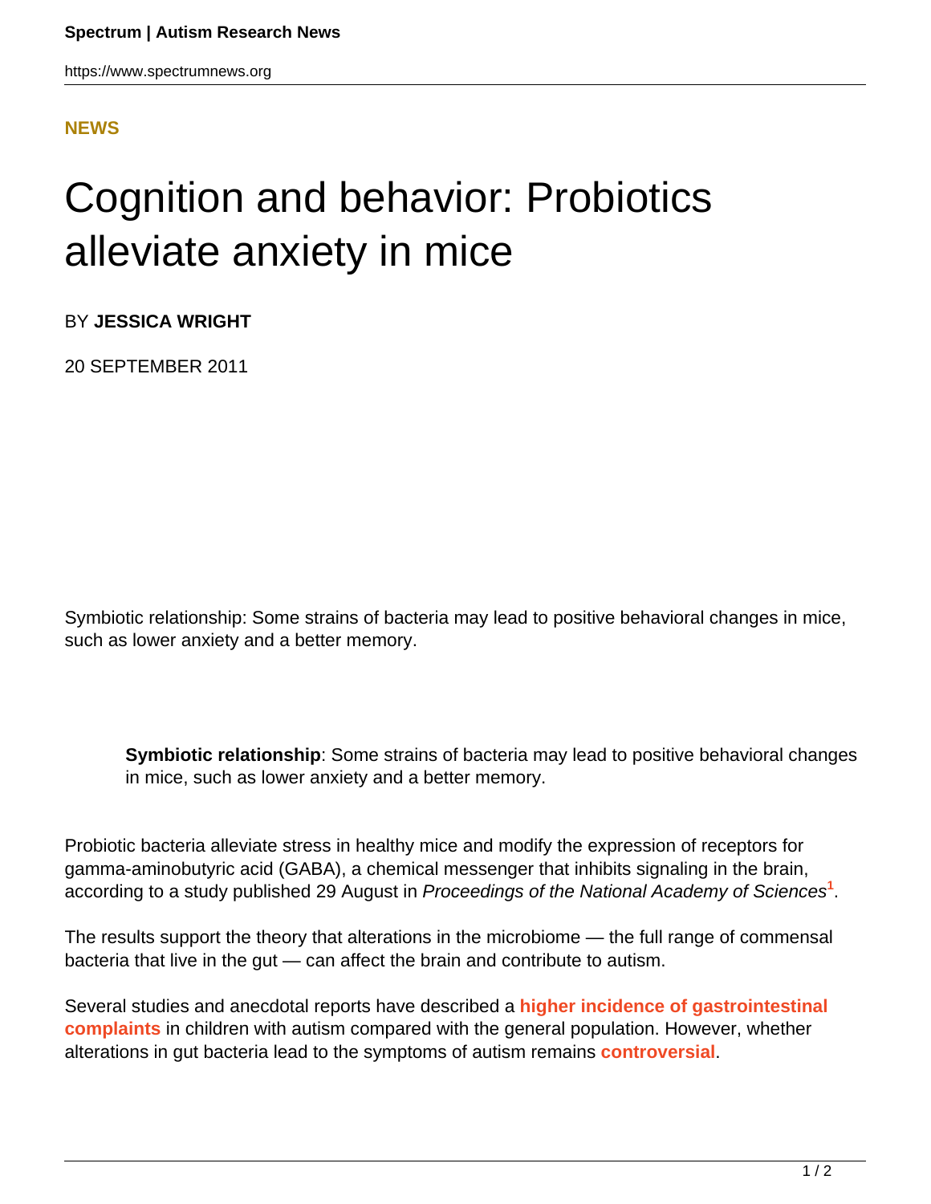**NEWS**

# Cognition and behavior: Probiotics alleviate anxiety in mice

BY **JESSICA WRIGHT**

20 SEPTEMBER 2011

Symbiotic relationship: Some strains of bacteria may lead to positive behavioral changes in mice, such as lower anxiety and a better memory.

> **Symbiotic relationship**: Some strains of bacteria may lead to positive behavioral changes in mice, such as lower anxiety and a better memory.

Probiotic bacteria alleviate stress in healthy mice and modify the expression of receptors for gamma-aminobutyric acid (GABA), a chemical messenger that inhibits signaling in the brain, according to a study published 29 August in *Proceedings of the National Academy of Sciences*[1].

The results support the theory that alterations in the microbiome — the full range of commensal bacteria that live in the gut — can affect the brain and contribute to autism.

Several studies and anecdotal reports have described a **higher incidence of gastrointestinal complaints** in children with autism compared with the general population. However, whether alterations in gut bacteria lead to the symptoms of autism remains **controversial**.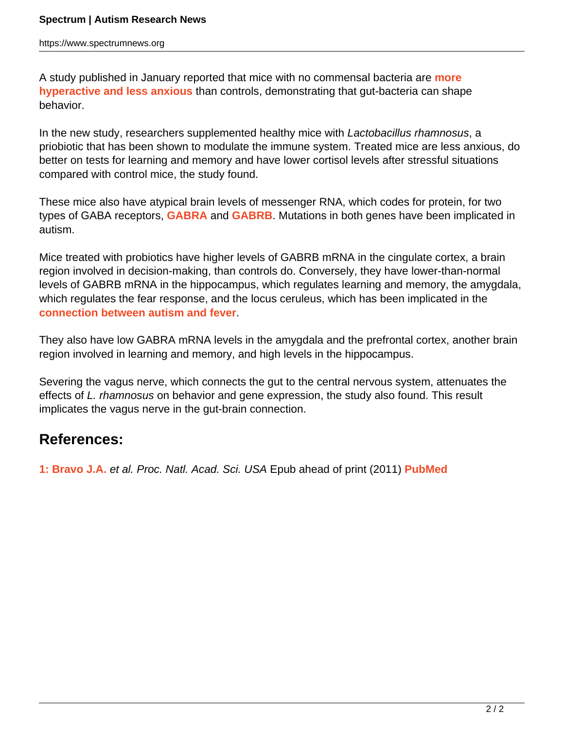A study published in January reported that mice with no commensal bacteria are **more hyperactive and less anxious** than controls, demonstrating that gut-bacteria can shape behavior.

In the new study, researchers supplemented healthy mice with *Lactobacillus rhamnosus*, a priobiotic that has been shown to modulate the immune system. Treated mice are less anxious, do better on tests for learning and memory and have lower cortisol levels after stressful situations compared with control mice, the study found.

These mice also have atypical brain levels of messenger RNA, which codes for protein, for two types of GABA receptors, **GABRA** and **GABRB**. Mutations in both genes have been implicated in autism.

Mice treated with probiotics have higher levels of GABRB mRNA in the cingulate cortex, a brain region involved in decision-making, than controls do. Conversely, they have lower-than-normal levels of GABRB mRNA in the hippocampus, which regulates learning and memory, the amygdala, which regulates the fear response, and the locus ceruleus, which has been implicated in the **connection between autism and fever**.

They also have low GABRA mRNA levels in the amygdala and the prefrontal cortex, another brain region involved in learning and memory, and high levels in the hippocampus.

Severing the vagus nerve, which connects the gut to the central nervous system, attenuates the effects of *L. rhamnosus* on behavior and gene expression, the study also found. This result implicates the vagus nerve in the gut-brain connection.

## References:

**1: Bravo J.A.** *et al. Proc. Natl. Acad. Sci. USA* Epub ahead of print (2011) **PubMed**